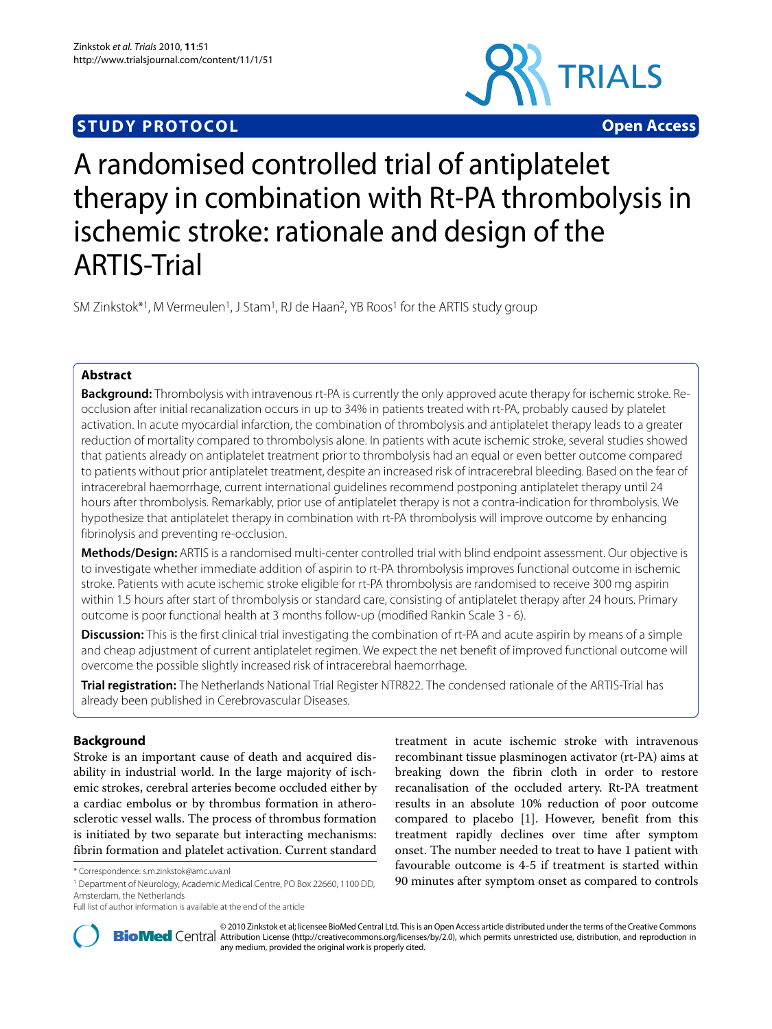**STUDY PROTOCOL** **Open Access**

# A randomised controlled trial of antiplatelet therapy in combination with Rt-PA thrombolysis in ischemic stroke: rationale and design of the ARTIS-Trial

SM Zinkstok*[1], M Vermeulen[1], J Stam[1], RJ de Haan[2], YB Roos[1] for the ARTIS study group

## Abstract

**Background:** Thrombolysis with intravenous rt-PA is currently the only approved acute therapy for ischemic stroke. Re-occlusion after initial recanalization occurs in up to 34% in patients treated with rt-PA, probably caused by platelet activation. In acute myocardial infarction, the combination of thrombolysis and antiplatelet therapy leads to a greater reduction of mortality compared to thrombolysis alone. In patients with acute ischemic stroke, several studies showed that patients already on antiplatelet treatment prior to thrombolysis had an equal or even better outcome compared to patients without prior antiplatelet treatment, despite an increased risk of intracerebral bleeding. Based on the fear of intracerebral haemorrhage, current international guidelines recommend postponing antiplatelet therapy until 24 hours after thrombolysis. Remarkably, prior use of antiplatelet therapy is not a contra-indication for thrombolysis. We hypothesize that antiplatelet therapy in combination with rt-PA thrombolysis will improve outcome by enhancing fibrinolysis and preventing re-occlusion.

**Methods/Design:** ARTIS is a randomised multi-center controlled trial with blind endpoint assessment. Our objective is to investigate whether immediate addition of aspirin to rt-PA thrombolysis improves functional outcome in ischemic stroke. Patients with acute ischemic stroke eligible for rt-PA thrombolysis are randomised to receive 300 mg aspirin within 1.5 hours after start of thrombolysis or standard care, consisting of antiplatelet therapy after 24 hours. Primary outcome is poor functional health at 3 months follow-up (modified Rankin Scale 3 - 6).

**Discussion:** This is the first clinical trial investigating the combination of rt-PA and acute aspirin by means of a simple and cheap adjustment of current antiplatelet regimen. We expect the net benefit of improved functional outcome will overcome the possible slightly increased risk of intracerebral haemorrhage.

**Trial registration:** The Netherlands National Trial Register NTR822. The condensed rationale of the ARTIS-Trial has already been published in Cerebrovascular Diseases.

## Background

Stroke is an important cause of death and acquired disability in industrial world. In the large majority of ischemic strokes, cerebral arteries become occluded either by a cardiac embolus or by thrombus formation in atherosclerotic vessel walls. The process of thrombus formation is initiated by two separate but interacting mechanisms: fibrin formation and platelet activation. Current standard treatment in acute ischemic stroke with intravenous recombinant tissue plasminogen activator (rt-PA) aims at breaking down the fibrin cloth in order to restore recanalisation of the occluded artery. Rt-PA treatment results in an absolute 10% reduction of poor outcome compared to placebo [1]. However, benefit from this treatment rapidly declines over time after symptom onset. The number needed to treat to have 1 patient with favourable outcome is 4-5 if treatment is started within 90 minutes after symptom onset as compared to controls

\* Correspondence: s.m.zinkstok@amc.uva.nl

[1] Department of Neurology, Academic Medical Centre, PO Box 22660, 1100 DD, Amsterdam, the Netherlands

Full list of author information is available at the end of the article

© 2010 Zinkstok et al; licensee BioMed Central Ltd. This is an Open Access article distributed under the terms of the Creative Commons Attribution License (http://creativecommons.org/licenses/by/2.0), which permits unrestricted use, distribution, and reproduction in any medium, provided the original work is properly cited.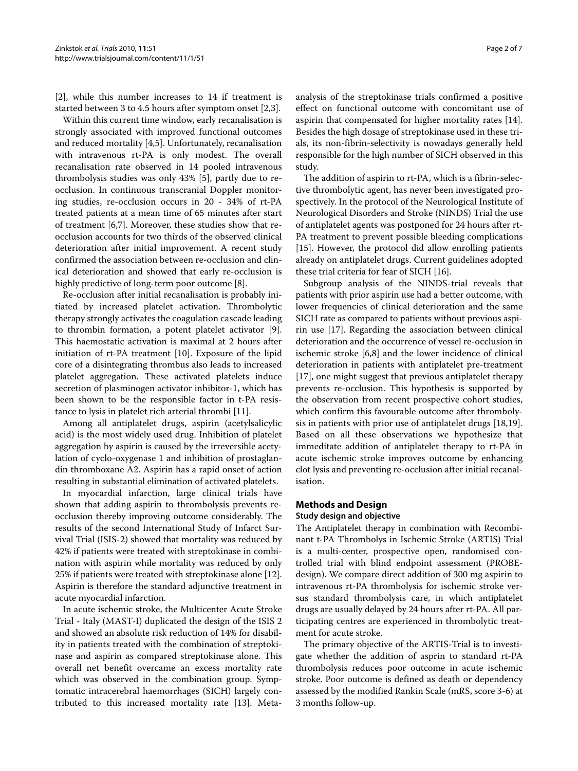[2], while this number increases to 14 if treatment is started between 3 to 4.5 hours after symptom onset [2,3].

Within this current time window, early recanalisation is strongly associated with improved functional outcomes and reduced mortality [4,5]. Unfortunately, recanalisation with intravenous rt-PA is only modest. The overall recanalisation rate observed in 14 pooled intravenous thrombolysis studies was only 43% [5], partly due to re-occlusion. In continuous transcranial Doppler monitoring studies, re-occlusion occurs in 20 - 34% of rt-PA treated patients at a mean time of 65 minutes after start of treatment [6,7]. Moreover, these studies show that re-occlusion accounts for two thirds of the observed clinical deterioration after initial improvement. A recent study confirmed the association between re-occlusion and clinical deterioration and showed that early re-occlusion is highly predictive of long-term poor outcome [8].

Re-occlusion after initial recanalisation is probably initiated by increased platelet activation. Thrombolytic therapy strongly activates the coagulation cascade leading to thrombin formation, a potent platelet activator [9]. This haemostatic activation is maximal at 2 hours after initiation of rt-PA treatment [10]. Exposure of the lipid core of a disintegrating thrombus also leads to increased platelet aggregation. These activated platelets induce secretion of plasminogen activator inhibitor-1, which has been shown to be the responsible factor in t-PA resistance to lysis in platelet rich arterial thrombi [11].

Among all antiplatelet drugs, aspirin (acetylsalicylic acid) is the most widely used drug. Inhibition of platelet aggregation by aspirin is caused by the irreversible acetylation of cyclo-oxygenase 1 and inhibition of prostaglandin thromboxane A2. Aspirin has a rapid onset of action resulting in substantial elimination of activated platelets.

In myocardial infarction, large clinical trials have shown that adding aspirin to thrombolysis prevents re-occlusion thereby improving outcome considerably. The results of the second International Study of Infarct Survival Trial (ISIS-2) showed that mortality was reduced by 42% if patients were treated with streptokinase in combination with aspirin while mortality was reduced by only 25% if patients were treated with streptokinase alone [12]. Aspirin is therefore the standard adjunctive treatment in acute myocardial infarction.

In acute ischemic stroke, the Multicenter Acute Stroke Trial - Italy (MAST-I) duplicated the design of the ISIS 2 and showed an absolute risk reduction of 14% for disability in patients treated with the combination of streptokinase and aspirin as compared streptokinase alone. This overall net benefit overcame an excess mortality rate which was observed in the combination group. Symptomatic intracerebral haemorrhages (SICH) largely contributed to this increased mortality rate [13]. Meta-analysis of the streptokinase trials confirmed a positive effect on functional outcome with concomitant use of aspirin that compensated for higher mortality rates [14]. Besides the high dosage of streptokinase used in these trials, its non-fibrin-selectivity is nowadays generally held responsible for the high number of SICH observed in this study.

The addition of aspirin to rt-PA, which is a fibrin-selective thrombolytic agent, has never been investigated prospectively. In the protocol of the Neurological Institute of Neurological Disorders and Stroke (NINDS) Trial the use of antiplatelet agents was postponed for 24 hours after rt-PA treatment to prevent possible bleeding complications [15]. However, the protocol did allow enrolling patients already on antiplatelet drugs. Current guidelines adopted these trial criteria for fear of SICH [16].

Subgroup analysis of the NINDS-trial reveals that patients with prior aspirin use had a better outcome, with lower frequencies of clinical deterioration and the same SICH rate as compared to patients without previous aspirin use [17]. Regarding the association between clinical deterioration and the occurrence of vessel re-occlusion in ischemic stroke [6,8] and the lower incidence of clinical deterioration in patients with antiplatelet pre-treatment [17], one might suggest that previous antiplatelet therapy prevents re-occlusion. This hypothesis is supported by the observation from recent prospective cohort studies, which confirm this favourable outcome after thrombolysis in patients with prior use of antiplatelet drugs [18,19]. Based on all these observations we hypothesize that immeditate addition of antiplatelet therapy to rt-PA in acute ischemic stroke improves outcome by enhancing clot lysis and preventing re-occlusion after initial recanalisation.

## Methods and Design

### Study design and objective

The Antiplatelet therapy in combination with Recombinant t-PA Thrombolys in Ischemic Stroke (ARTIS) Trial is a multi-center, prospective open, randomised controlled trial with blind endpoint assessment (PROBE-design). We compare direct addition of 300 mg aspirin to intravenous rt-PA thrombolysis for ischemic stroke versus standard thrombolysis care, in which antiplatelet drugs are usually delayed by 24 hours after rt-PA. All participating centres are experienced in thrombolytic treatment for acute stroke.

The primary objective of the ARTIS-Trial is to investigate whether the addition of asprin to standard rt-PA thrombolysis reduces poor outcome in acute ischemic stroke. Poor outcome is defined as death or dependency assessed by the modified Rankin Scale (mRS, score 3-6) at 3 months follow-up.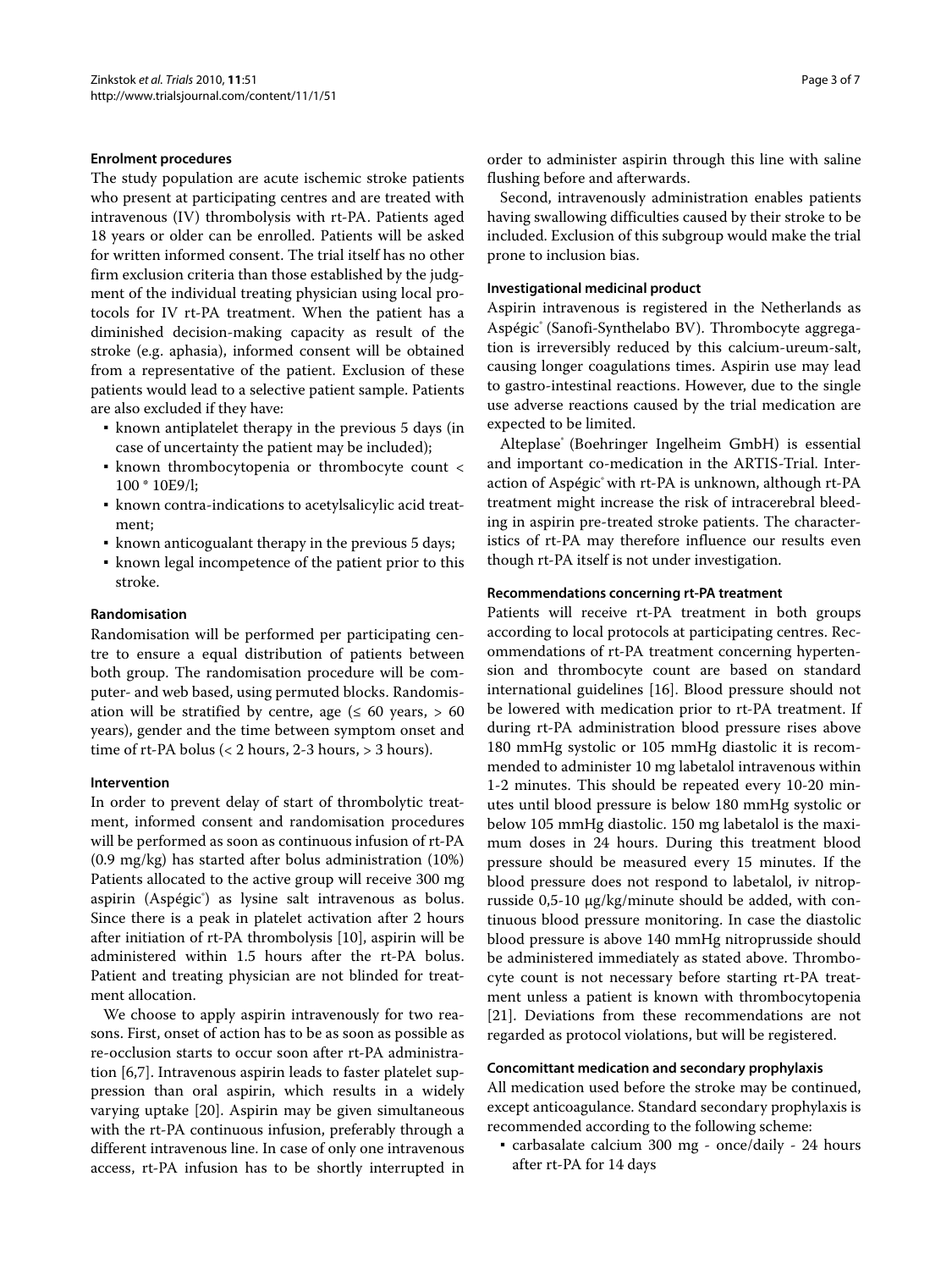#### Enrolment procedures

The study population are acute ischemic stroke patients who present at participating centres and are treated with intravenous (IV) thrombolysis with rt-PA. Patients aged 18 years or older can be enrolled. Patients will be asked for written informed consent. The trial itself has no other firm exclusion criteria than those established by the judgment of the individual treating physician using local protocols for IV rt-PA treatment. When the patient has a diminished decision-making capacity as result of the stroke (e.g. aphasia), informed consent will be obtained from a representative of the patient. Exclusion of these patients would lead to a selective patient sample. Patients are also excluded if they have:

- known antiplatelet therapy in the previous 5 days (in case of uncertainty the patient may be included);
- known thrombocytopenia or thrombocyte count < 100 * 10E9/l;
- known contra-indications to acetylsalicylic acid treatment;
- known anticogualant therapy in the previous 5 days;
- known legal incompetence of the patient prior to this stroke.

#### Randomisation

Randomisation will be performed per participating centre to ensure a equal distribution of patients between both group. The randomisation procedure will be computer- and web based, using permuted blocks. Randomisation will be stratified by centre, age (≤ 60 years, > 60 years), gender and the time between symptom onset and time of rt-PA bolus (< 2 hours, 2-3 hours, > 3 hours).

#### Intervention

In order to prevent delay of start of thrombolytic treatment, informed consent and randomisation procedures will be performed as soon as continuous infusion of rt-PA (0.9 mg/kg) has started after bolus administration (10%) Patients allocated to the active group will receive 300 mg aspirin (Aspégic®) as lysine salt intravenous as bolus. Since there is a peak in platelet activation after 2 hours after initiation of rt-PA thrombolysis [10], aspirin will be administered within 1.5 hours after the rt-PA bolus. Patient and treating physician are not blinded for treatment allocation.

We choose to apply aspirin intravenously for two reasons. First, onset of action has to be as soon as possible as re-occlusion starts to occur soon after rt-PA administration [6,7]. Intravenous aspirin leads to faster platelet suppression than oral aspirin, which results in a widely varying uptake [20]. Aspirin may be given simultaneous with the rt-PA continuous infusion, preferably through a different intravenous line. In case of only one intravenous access, rt-PA infusion has to be shortly interrupted in order to administer aspirin through this line with saline flushing before and afterwards.

Second, intravenously administration enables patients having swallowing difficulties caused by their stroke to be included. Exclusion of this subgroup would make the trial prone to inclusion bias.

#### Investigational medicinal product

Aspirin intravenous is registered in the Netherlands as Aspégic® (Sanofi-Synthelabo BV). Thrombocyte aggregation is irreversibly reduced by this calcium-ureum-salt, causing longer coagulations times. Aspirin use may lead to gastro-intestinal reactions. However, due to the single use adverse reactions caused by the trial medication are expected to be limited.

Alteplase® (Boehringer Ingelheim GmbH) is essential and important co-medication in the ARTIS-Trial. Interaction of Aspégic® with rt-PA is unknown, although rt-PA treatment might increase the risk of intracerebral bleeding in aspirin pre-treated stroke patients. The characteristics of rt-PA may therefore influence our results even though rt-PA itself is not under investigation.

#### Recommendations concerning rt-PA treatment

Patients will receive rt-PA treatment in both groups according to local protocols at participating centres. Recommendations of rt-PA treatment concerning hypertension and thrombocyte count are based on standard international guidelines [16]. Blood pressure should not be lowered with medication prior to rt-PA treatment. If during rt-PA administration blood pressure rises above 180 mmHg systolic or 105 mmHg diastolic it is recommended to administer 10 mg labetalol intravenous within 1-2 minutes. This should be repeated every 10-20 minutes until blood pressure is below 180 mmHg systolic or below 105 mmHg diastolic. 150 mg labetalol is the maximum doses in 24 hours. During this treatment blood pressure should be measured every 15 minutes. If the blood pressure does not respond to labetalol, iv nitroprusside 0,5-10 μg/kg/minute should be added, with continuous blood pressure monitoring. In case the diastolic blood pressure is above 140 mmHg nitroprusside should be administered immediately as stated above. Thrombocyte count is not necessary before starting rt-PA treatment unless a patient is known with thrombocytopenia [21]. Deviations from these recommendations are not regarded as protocol violations, but will be registered.

#### Concomittant medication and secondary prophylaxis

All medication used before the stroke may be continued, except anticoagulance. Standard secondary prophylaxis is recommended according to the following scheme:

- carbasalate calcium 300 mg - once/daily - 24 hours after rt-PA for 14 days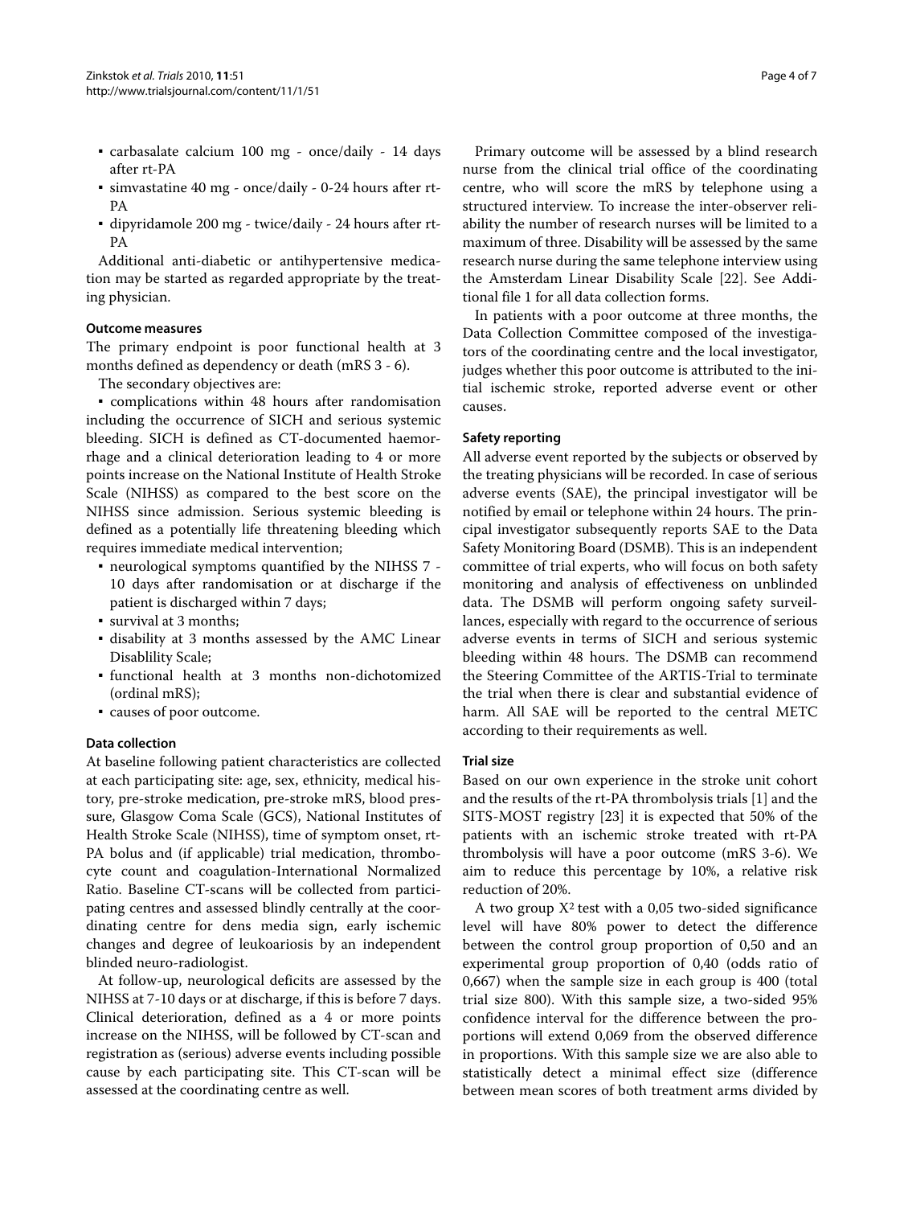- carbasalate calcium 100 mg - once/daily - 14 days after rt-PA
- simvastatine 40 mg - once/daily - 0-24 hours after rt-PA
- dipyridamole 200 mg - twice/daily - 24 hours after rt-PA

Additional anti-diabetic or antihypertensive medication may be started as regarded appropriate by the treating physician.

### Outcome measures

The primary endpoint is poor functional health at 3 months defined as dependency or death (mRS 3 - 6).

The secondary objectives are:

- complications within 48 hours after randomisation including the occurrence of SICH and serious systemic bleeding. SICH is defined as CT-documented haemorrhage and a clinical deterioration leading to 4 or more points increase on the National Institute of Health Stroke Scale (NIHSS) as compared to the best score on the NIHSS since admission. Serious systemic bleeding is defined as a potentially life threatening bleeding which requires immediate medical intervention;
- neurological symptoms quantified by the NIHSS 7 - 10 days after randomisation or at discharge if the patient is discharged within 7 days;
- survival at 3 months;
- disability at 3 months assessed by the AMC Linear Disablility Scale;
- functional health at 3 months non-dichotomized (ordinal mRS);
- causes of poor outcome.

### Data collection

At baseline following patient characteristics are collected at each participating site: age, sex, ethnicity, medical history, pre-stroke medication, pre-stroke mRS, blood pressure, Glasgow Coma Scale (GCS), National Institutes of Health Stroke Scale (NIHSS), time of symptom onset, rt-PA bolus and (if applicable) trial medication, thrombocyte count and coagulation-International Normalized Ratio. Baseline CT-scans will be collected from participating centres and assessed blindly centrally at the coordinating centre for dens media sign, early ischemic changes and degree of leukoariosis by an independent blinded neuro-radiologist.

At follow-up, neurological deficits are assessed by the NIHSS at 7-10 days or at discharge, if this is before 7 days. Clinical deterioration, defined as a 4 or more points increase on the NIHSS, will be followed by CT-scan and registration as (serious) adverse events including possible cause by each participating site. This CT-scan will be assessed at the coordinating centre as well.

Primary outcome will be assessed by a blind research nurse from the clinical trial office of the coordinating centre, who will score the mRS by telephone using a structured interview. To increase the inter-observer reliability the number of research nurses will be limited to a maximum of three. Disability will be assessed by the same research nurse during the same telephone interview using the Amsterdam Linear Disability Scale [22]. See Additional file 1 for all data collection forms.

In patients with a poor outcome at three months, the Data Collection Committee composed of the investigators of the coordinating centre and the local investigator, judges whether this poor outcome is attributed to the initial ischemic stroke, reported adverse event or other causes.

### Safety reporting

All adverse event reported by the subjects or observed by the treating physicians will be recorded. In case of serious adverse events (SAE), the principal investigator will be notified by email or telephone within 24 hours. The principal investigator subsequently reports SAE to the Data Safety Monitoring Board (DSMB). This is an independent committee of trial experts, who will focus on both safety monitoring and analysis of effectiveness on unblinded data. The DSMB will perform ongoing safety surveillances, especially with regard to the occurrence of serious adverse events in terms of SICH and serious systemic bleeding within 48 hours. The DSMB can recommend the Steering Committee of the ARTIS-Trial to terminate the trial when there is clear and substantial evidence of harm. All SAE will be reported to the central METC according to their requirements as well.

### Trial size

Based on our own experience in the stroke unit cohort and the results of the rt-PA thrombolysis trials [1] and the SITS-MOST registry [23] it is expected that 50% of the patients with an ischemic stroke treated with rt-PA thrombolysis will have a poor outcome (mRS 3-6). We aim to reduce this percentage by 10%, a relative risk reduction of 20%.

A two group $X^2$ test with a 0,05 two-sided significance level will have 80% power to detect the difference between the control group proportion of 0,50 and an experimental group proportion of 0,40 (odds ratio of 0,667) when the sample size in each group is 400 (total trial size 800). With this sample size, a two-sided 95% confidence interval for the difference between the proportions will extend 0,069 from the observed difference in proportions. With this sample size we are also able to statistically detect a minimal effect size (difference between mean scores of both treatment arms divided by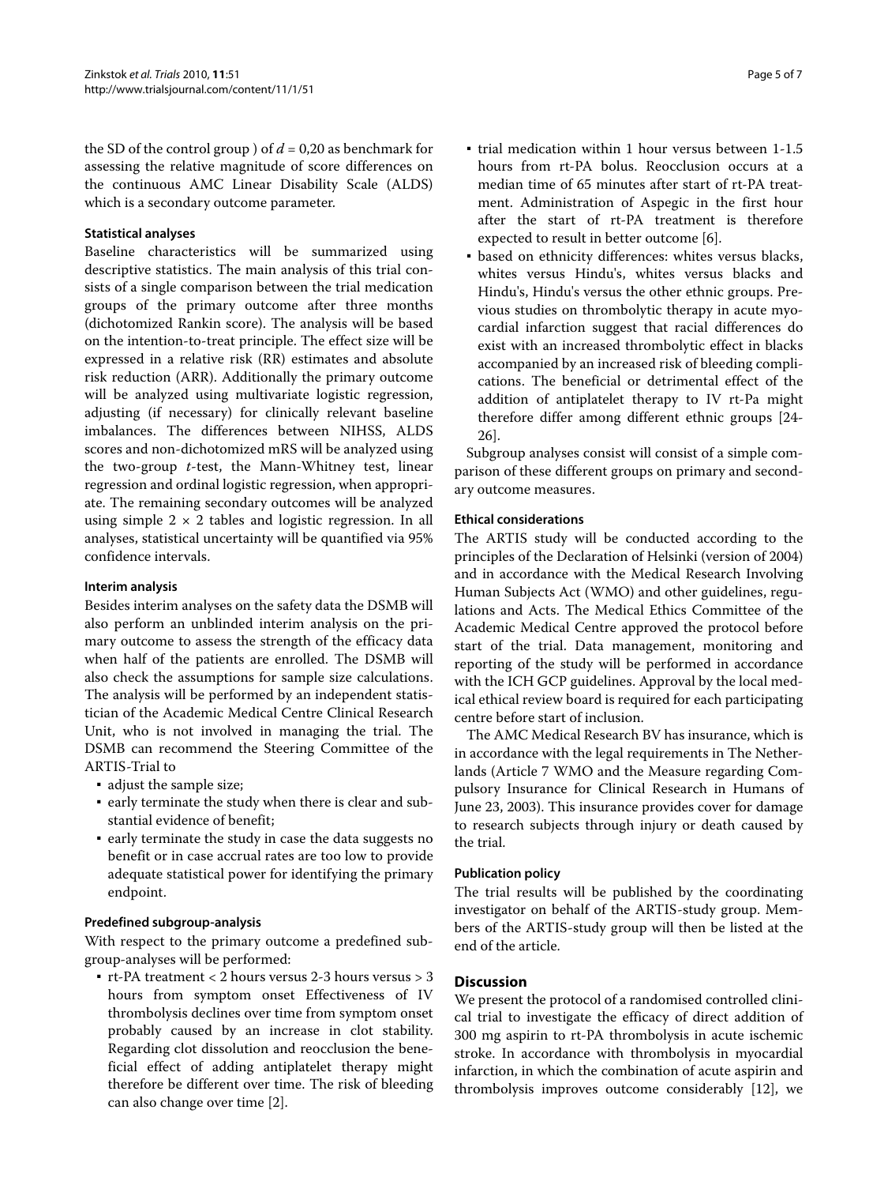the SD of the control group ) of $d = 0,20$ as benchmark for assessing the relative magnitude of score differences on the continuous AMC Linear Disability Scale (ALDS) which is a secondary outcome parameter.

### Statistical analyses

Baseline characteristics will be summarized using descriptive statistics. The main analysis of this trial consists of a single comparison between the trial medication groups of the primary outcome after three months (dichotomized Rankin score). The analysis will be based on the intention-to-treat principle. The effect size will be expressed in a relative risk (RR) estimates and absolute risk reduction (ARR). Additionally the primary outcome will be analyzed using multivariate logistic regression, adjusting (if necessary) for clinically relevant baseline imbalances. The differences between NIHSS, ALDS scores and non-dichotomized mRS will be analyzed using the two-group *t*-test, the Mann-Whitney test, linear regression and ordinal logistic regression, when appropriate. The remaining secondary outcomes will be analyzed using simple $2 \times 2$ tables and logistic regression. In all analyses, statistical uncertainty will be quantified via 95% confidence intervals.

### Interim analysis

Besides interim analyses on the safety data the DSMB will also perform an unblinded interim analysis on the primary outcome to assess the strength of the efficacy data when half of the patients are enrolled. The DSMB will also check the assumptions for sample size calculations. The analysis will be performed by an independent statistician of the Academic Medical Centre Clinical Research Unit, who is not involved in managing the trial. The DSMB can recommend the Steering Committee of the ARTIS-Trial to

- adjust the sample size;
- early terminate the study when there is clear and substantial evidence of benefit;
- early terminate the study in case the data suggests no benefit or in case accrual rates are too low to provide adequate statistical power for identifying the primary endpoint.

### Predefined subgroup-analysis

With respect to the primary outcome a predefined subgroup-analyses will be performed:

- rt-PA treatment < 2 hours versus 2-3 hours versus > 3 hours from symptom onset Effectiveness of IV thrombolysis declines over time from symptom onset probably caused by an increase in clot stability. Regarding clot dissolution and reocclusion the beneficial effect of adding antiplatelet therapy might therefore be different over time. The risk of bleeding can also change over time [2].
- trial medication within 1 hour versus between 1-1.5 hours from rt-PA bolus. Reocclusion occurs at a median time of 65 minutes after start of rt-PA treatment. Administration of Aspegic in the first hour after the start of rt-PA treatment is therefore expected to result in better outcome [6].
- based on ethnicity differences: whites versus blacks, whites versus Hindu's, whites versus blacks and Hindu's, Hindu's versus the other ethnic groups. Previous studies on thrombolytic therapy in acute myocardial infarction suggest that racial differences do exist with an increased thrombolytic effect in blacks accompanied by an increased risk of bleeding complications. The beneficial or detrimental effect of the addition of antiplatelet therapy to IV rt-Pa might therefore differ among different ethnic groups [24-26].

Subgroup analyses consist will consist of a simple comparison of these different groups on primary and secondary outcome measures.

### Ethical considerations

The ARTIS study will be conducted according to the principles of the Declaration of Helsinki (version of 2004) and in accordance with the Medical Research Involving Human Subjects Act (WMO) and other guidelines, regulations and Acts. The Medical Ethics Committee of the Academic Medical Centre approved the protocol before start of the trial. Data management, monitoring and reporting of the study will be performed in accordance with the ICH GCP guidelines. Approval by the local medical ethical review board is required for each participating centre before start of inclusion.

The AMC Medical Research BV has insurance, which is in accordance with the legal requirements in The Netherlands (Article 7 WMO and the Measure regarding Compulsory Insurance for Clinical Research in Humans of June 23, 2003). This insurance provides cover for damage to research subjects through injury or death caused by the trial.

### Publication policy

The trial results will be published by the coordinating investigator on behalf of the ARTIS-study group. Members of the ARTIS-study group will then be listed at the end of the article.

## Discussion

We present the protocol of a randomised controlled clinical trial to investigate the efficacy of direct addition of 300 mg aspirin to rt-PA thrombolysis in acute ischemic stroke. In accordance with thrombolysis in myocardial infarction, in which the combination of acute aspirin and thrombolysis improves outcome considerably [12], we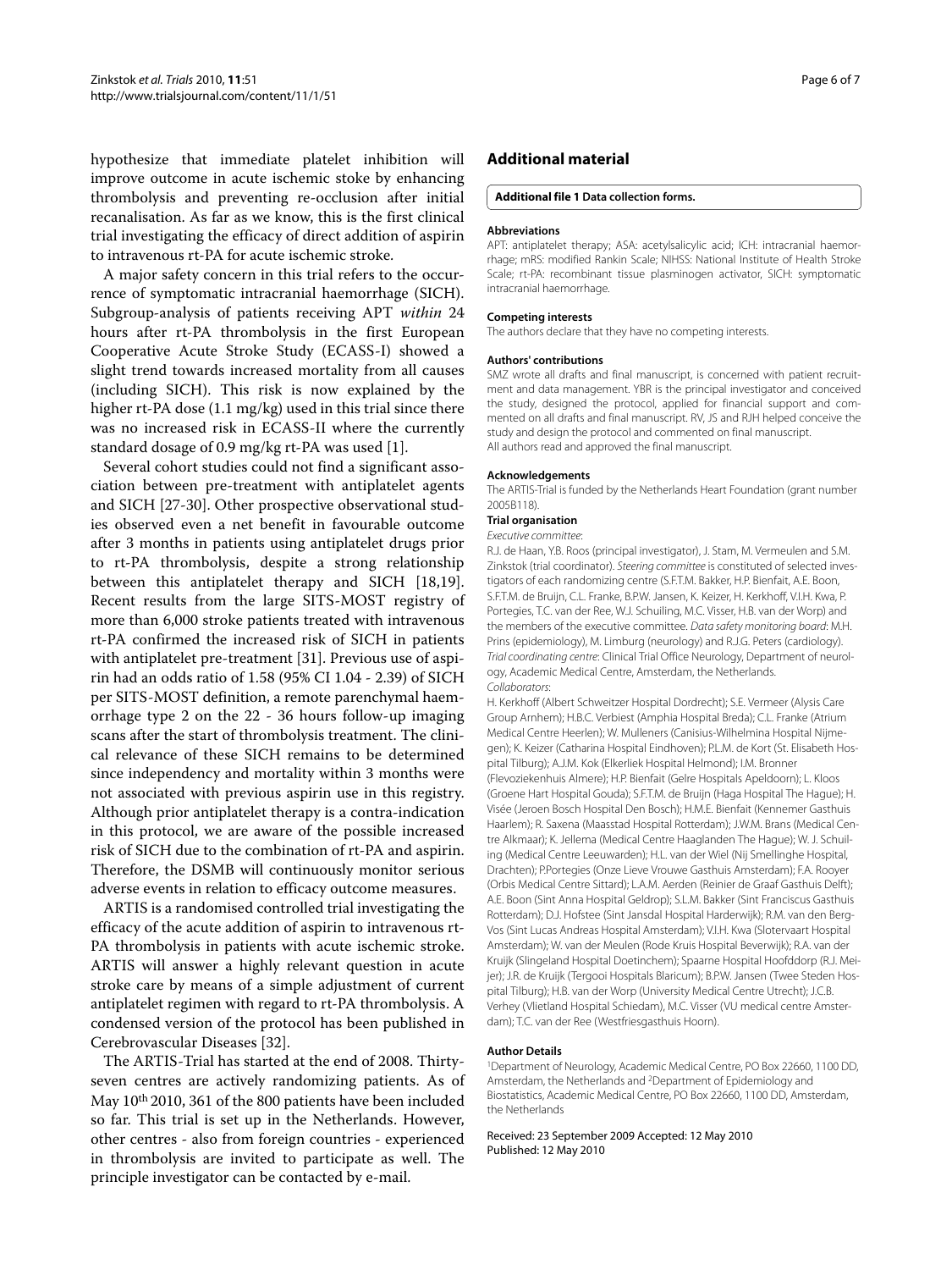hypothesize that immediate platelet inhibition will improve outcome in acute ischemic stoke by enhancing thrombolysis and preventing re-occlusion after initial recanalisation. As far as we know, this is the first clinical trial investigating the efficacy of direct addition of aspirin to intravenous rt-PA for acute ischemic stroke.

A major safety concern in this trial refers to the occurrence of symptomatic intracranial haemorrhage (SICH). Subgroup-analysis of patients receiving APT *within* 24 hours after rt-PA thrombolysis in the first European Cooperative Acute Stroke Study (ECASS-I) showed a slight trend towards increased mortality from all causes (including SICH). This risk is now explained by the higher rt-PA dose (1.1 mg/kg) used in this trial since there was no increased risk in ECASS-II where the currently standard dosage of 0.9 mg/kg rt-PA was used [1].

Several cohort studies could not find a significant association between pre-treatment with antiplatelet agents and SICH [27-30]. Other prospective observational studies observed even a net benefit in favourable outcome after 3 months in patients using antiplatelet drugs prior to rt-PA thrombolysis, despite a strong relationship between this antiplatelet therapy and SICH [18,19]. Recent results from the large SITS-MOST registry of more than 6,000 stroke patients treated with intravenous rt-PA confirmed the increased risk of SICH in patients with antiplatelet pre-treatment [31]. Previous use of aspirin had an odds ratio of 1.58 (95% CI 1.04 - 2.39) of SICH per SITS-MOST definition, a remote parenchymal haemorrhage type 2 on the 22 - 36 hours follow-up imaging scans after the start of thrombolysis treatment. The clinical relevance of these SICH remains to be determined since independency and mortality within 3 months were not associated with previous aspirin use in this registry. Although prior antiplatelet therapy is a contra-indication in this protocol, we are aware of the possible increased risk of SICH due to the combination of rt-PA and aspirin. Therefore, the DSMB will continuously monitor serious adverse events in relation to efficacy outcome measures.

ARTIS is a randomised controlled trial investigating the efficacy of the acute addition of aspirin to intravenous rt-PA thrombolysis in patients with acute ischemic stroke. ARTIS will answer a highly relevant question in acute stroke care by means of a simple adjustment of current antiplatelet regimen with regard to rt-PA thrombolysis. A condensed version of the protocol has been published in Cerebrovascular Diseases [32].

The ARTIS-Trial has started at the end of 2008. Thirty-seven centres are actively randomizing patients. As of May 10th 2010, 361 of the 800 patients have been included so far. This trial is set up in the Netherlands. However, other centres - also from foreign countries - experienced in thrombolysis are invited to participate as well. The principle investigator can be contacted by e-mail.

## Additional material

**Additional file 1 Data collection forms.**

#### Abbreviations

APT: antiplatelet therapy; ASA: acetylsalicylic acid; ICH: intracranial haemorrhage; mRS: modified Rankin Scale; NIHSS: National Institute of Health Stroke Scale; rt-PA: recombinant tissue plasminogen activator, SICH: symptomatic intracranial haemorrhage.

#### Competing interests

The authors declare that they have no competing interests.

#### Authors' contributions

SMZ wrote all drafts and final manuscript, is concerned with patient recruitment and data management. YBR is the principal investigator and conceived the study, designed the protocol, applied for financial support and commented on all drafts and final manuscript. RV, JS and RJH helped conceive the study and design the protocol and commented on final manuscript.
All authors read and approved the final manuscript.

#### Acknowledgements

The ARTIS-Trial is funded by the Netherlands Heart Foundation (grant number 2005B118).

#### Trial organisation

*Executive committee*:
R.J. de Haan, Y.B. Roos (principal investigator), J. Stam, M. Vermeulen and S.M. Zinkstok (trial coordinator). *Steering committee* is constituted of selected investigators of each randomizing centre (S.F.T.M. Bakker, H.P. Bienfait, A.E. Boon, S.F.T.M. de Bruijn, C.L. Franke, B.P.W. Jansen, K. Keizer, H. Kerkhoff, V.I.H. Kwa, P. Portegies, T.C. van der Ree, W.J. Schuiling, M.C. Visser, H.B. van der Worp) and the members of the executive committee. *Data safety monitoring board*: M.H. Prins (epidemiology), M. Limburg (neurology) and R.J.G. Peters (cardiology). *Trial coordinating centre*: Clinical Trial Office Neurology, Department of neurology, Academic Medical Centre, Amsterdam, the Netherlands.
*Collaborators*:
H. Kerkhoff (Albert Schweitzer Hospital Dordrecht); S.E. Vermeer (Alysis Care Group Arnhem); H.B.C. Verbiest (Amphia Hospital Breda); C.L. Franke (Atrium Medical Centre Heerlen); W. Mulleners (Canisius-Wilhelmina Hospital Nijmegen); K. Keizer (Catharina Hospital Eindhoven); P.L.M. de Kort (St. Elisabeth Hospital Tilburg); A.J.M. Kok (Elkerliek Hospital Helmond); I.M. Bronner (Flevoziekenhuis Almere); H.P. Bienfait (Gelre Hospitals Apeldoorn); L. Kloos (Groene Hart Hospital Gouda); S.F.T.M. de Bruijn (Haga Hospital The Hague); H. Visée (Jeroen Bosch Hospital Den Bosch); H.M.E. Bienfait (Kennemer Gasthuis Haarlem); R. Saxena (Maasstad Hospital Rotterdam); J.W.M. Brans (Medical Centre Alkmaar); K. Jellema (Medical Centre Haaglanden The Hague); W. J. Schuiling (Medical Centre Leeuwarden); H.L. van der Wiel (Nij Smellinghe Hospital, Drachten); P.Portegies (Onze Lieve Vrouwe Gasthuis Amsterdam); F.A. Rooyer (Orbis Medical Centre Sittard); L.A.M. Aerden (Reinier de Graaf Gasthuis Delft); A.E. Boon (Sint Anna Hospital Geldrop); S.L.M. Bakker (Sint Franciscus Gasthuis Rotterdam); D.J. Hofstee (Sint Jansdal Hospital Harderwijk); R.M. van den Berg-Vos (Sint Lucas Andreas Hospital Amsterdam); V.I.H. Kwa (Slotervaart Hospital Amsterdam); W. van der Meulen (Rode Kruis Hospital Beverwijk); R.A. van der Kruijk (Slingeland Hospital Doetinchem); Spaarne Hospital Hoofddorp (R.J. Meijer); J.R. de Kruijk (Tergooi Hospitals Blaricum); B.P.W. Jansen (Twee Steden Hospital Tilburg); H.B. van der Worp (University Medical Centre Utrecht); J.C.B. Verhey (Vlietland Hospital Schiedam), M.C. Visser (VU medical centre Amsterdam); T.C. van der Ree (Westfriesgasthuis Hoorn).

#### Author Details

[1]Department of Neurology, Academic Medical Centre, PO Box 22660, 1100 DD, Amsterdam, the Netherlands and [2]Department of Epidemiology and Biostatistics, Academic Medical Centre, PO Box 22660, 1100 DD, Amsterdam, the Netherlands

Received: 23 September 2009 Accepted: 12 May 2010
Published: 12 May 2010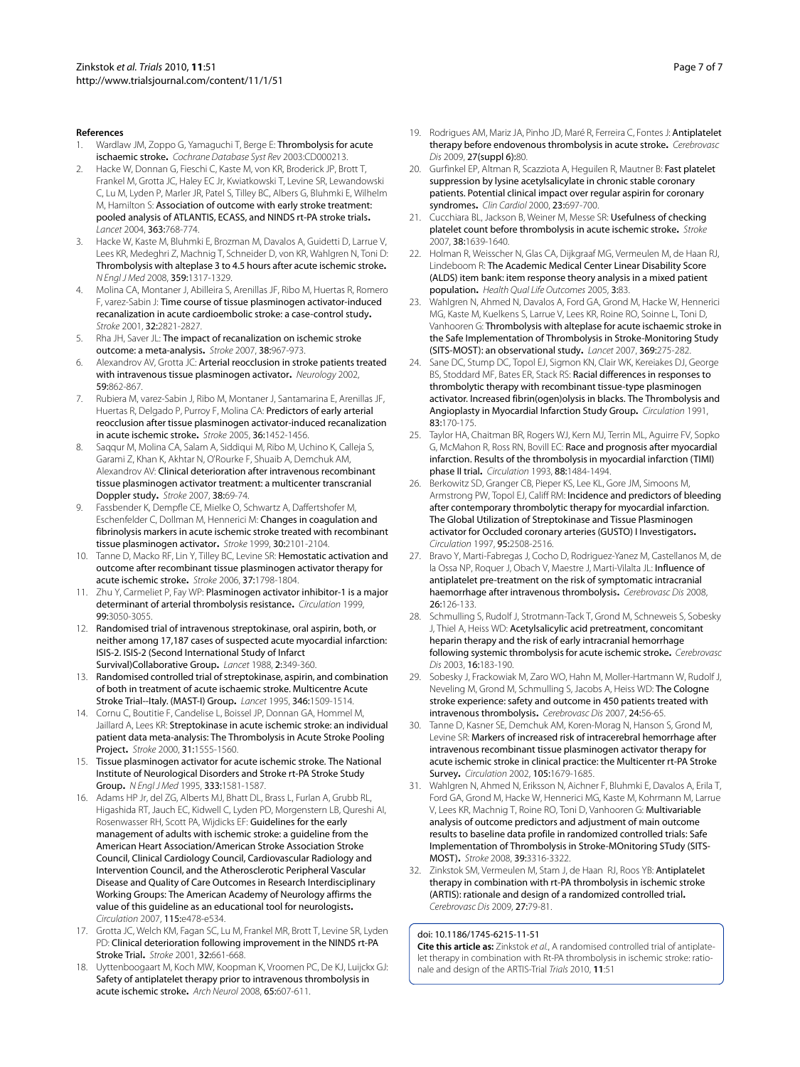## References

1. Wardlaw JM, Zoppo G, Yamaguchi T, Berge E: **Thrombolysis for acute ischaemic stroke.** *Cochrane Database Syst Rev* 2003:CD000213.
2. Hacke W, Donnan G, Fieschi C, Kaste M, von KR, Broderick JP, Brott T, Frankel M, Grotta JC, Haley EC Jr, Kwiatkowski T, Levine SR, Lewandowski C, Lu M, Lyden P, Marler JR, Patel S, Tilley BC, Albers G, Bluhmki E, Wilhelm M, Hamilton S: **Association of outcome with early stroke treatment: pooled analysis of ATLANTIS, ECASS, and NINDS rt-PA stroke trials.** *Lancet* 2004, **363:**768-774.
3. Hacke W, Kaste M, Bluhmki E, Brozman M, Davalos A, Guidetti D, Larrue V, Lees KR, Medeghri Z, Machnig T, Schneider D, von KR, Wahlgren N, Toni D: **Thrombolysis with alteplase 3 to 4.5 hours after acute ischemic stroke.** *N Engl J Med* 2008, **359:**1317-1329.
4. Molina CA, Montaner J, Abilleira S, Arenillas JF, Ribo M, Huertas R, Romero F, varez-Sabin J: **Time course of tissue plasminogen activator-induced recanalization in acute cardioembolic stroke: a case-control study.** *Stroke* 2001, **32:**2821-2827.
5. Rha JH, Saver JL: **The impact of recanalization on ischemic stroke outcome: a meta-analysis.** *Stroke* 2007, **38:**967-973.
6. Alexandrov AV, Grotta JC: **Arterial reocclusion in stroke patients treated with intravenous tissue plasminogen activator.** *Neurology* 2002, **59:**862-867.
7. Rubiera M, varez-Sabin J, Ribo M, Montaner J, Santamarina E, Arenillas JF, Huertas R, Delgado P, Purroy F, Molina CA: **Predictors of early arterial reocclusion after tissue plasminogen activator-induced recanalization in acute ischemic stroke.** *Stroke* 2005, **36:**1452-1456.
8. Saqqur M, Molina CA, Salam A, Siddiqui M, Ribo M, Uchino K, Calleja S, Garami Z, Khan K, Akhtar N, O'Rourke F, Shuaib A, Demchuk AM, Alexandrov AV: **Clinical deterioration after intravenous recombinant tissue plasminogen activator treatment: a multicenter transcranial Doppler study.** *Stroke* 2007, **38:**69-74.
9. Fassbender K, Dempfle CE, Mielke O, Schwartz A, Daffertshofer M, Eschenfelder C, Dollman M, Hennerici M: **Changes in coagulation and fibrinolysis markers in acute ischemic stroke treated with recombinant tissue plasminogen activator.** *Stroke* 1999, **30:**2101-2104.
10. Tanne D, Macko RF, Lin Y, Tilley BC, Levine SR: **Hemostatic activation and outcome after recombinant tissue plasminogen activator therapy for acute ischemic stroke.** *Stroke* 2006, **37:**1798-1804.
11. Zhu Y, Carmeliet P, Fay WP: **Plasminogen activator inhibitor-1 is a major determinant of arterial thrombolysis resistance.** *Circulation* 1999, **99:**3050-3055.
12. **Randomised trial of intravenous streptokinase, oral aspirin, both, or neither among 17,187 cases of suspected acute myocardial infarction: ISIS-2. ISIS-2 (Second International Study of Infarct Survival)Collaborative Group.** *Lancet* 1988, **2:**349-360.
13. **Randomised controlled trial of streptokinase, aspirin, and combination of both in treatment of acute ischaemic stroke. Multicentre Acute Stroke Trial--Italy. (MAST-I) Group.** *Lancet* 1995, **346:**1509-1514.
14. Cornu C, Boutitie F, Candelise L, Boissel JP, Donnan GA, Hommel M, Jaillard A, Lees KR: **Streptokinase in acute ischemic stroke: an individual patient data meta-analysis: The Thrombolysis in Acute Stroke Pooling Project.** *Stroke* 2000, **31:**1555-1560.
15. **Tissue plasminogen activator for acute ischemic stroke. The National Institute of Neurological Disorders and Stroke rt-PA Stroke Study Group.** *N Engl J Med* 1995, **333:**1581-1587.
16. Adams HP Jr, del ZG, Alberts MJ, Bhatt DL, Brass L, Furlan A, Grubb RL, Higashida RT, Jauch EC, Kidwell C, Lyden PD, Morgenstern LB, Qureshi AI, Rosenwasser RH, Scott PA, Wijdicks EF: **Guidelines for the early management of adults with ischemic stroke: a guideline from the American Heart Association/American Stroke Association Stroke Council, Clinical Cardiology Council, Cardiovascular Radiology and Intervention Council, and the Atherosclerotic Peripheral Vascular Disease and Quality of Care Outcomes in Research Interdisciplinary Working Groups: The American Academy of Neurology affirms the value of this guideline as an educational tool for neurologists.** *Circulation* 2007, **115:**e478-e534.
17. Grotta JC, Welch KM, Fagan SC, Lu M, Frankel MR, Brott T, Levine SR, Lyden PD: **Clinical deterioration following improvement in the NINDS rt-PA Stroke Trial.** *Stroke* 2001, **32:**661-668.
18. Uyttenboogaart M, Koch MW, Koopman K, Vroomen PC, De KJ, Luijckx GJ: **Safety of antiplatelet therapy prior to intravenous thrombolysis in acute ischemic stroke.** *Arch Neurol* 2008, **65:**607-611.
19. Rodrigues AM, Mariz JA, Pinho JD, Maré R, Ferreira C, Fontes J: **Antiplatelet therapy before endovenous thrombolysis in acute stroke.** *Cerebrovasc Dis* 2009, **27(suppl 6):**80.
20. Gurfinkel EP, Altman R, Scazziota A, Heguilen R, Mautner B: **Fast platelet suppression by lysine acetylsalicylate in chronic stable coronary patients. Potential clinical impact over regular aspirin for coronary syndromes.** *Clin Cardiol* 2000, **23:**697-700.
21. Cucchiara BL, Jackson B, Weiner M, Messe SR: **Usefulness of checking platelet count before thrombolysis in acute ischemic stroke.** *Stroke* 2007, **38:**1639-1640.
22. Holman R, Weisscher N, Glas CA, Dijkgraaf MG, Vermeulen M, de Haan RJ, Lindeboom R: **The Academic Medical Center Linear Disability Score (ALDS) item bank: item response theory analysis in a mixed patient population.** *Health Qual Life Outcomes* 2005, **3:**83.
23. Wahlgren N, Ahmed N, Davalos A, Ford GA, Grond M, Hacke W, Hennerici MG, Kaste M, Kuelkens S, Larrue V, Lees KR, Roine RO, Soinne L, Toni D, Vanhooren G: **Thrombolysis with alteplase for acute ischaemic stroke in the Safe Implementation of Thrombolysis in Stroke-Monitoring Study (SITS-MOST): an observational study.** *Lancet* 2007, **369:**275-282.
24. Sane DC, Stump DC, Topol EJ, Sigmon KN, Clair WK, Kereiakes DJ, George BS, Stoddard MF, Bates ER, Stack RS: **Racial differences in responses to thrombolytic therapy with recombinant tissue-type plasminogen activator. Increased fibrin(ogen)olysis in blacks. The Thrombolysis and Angioplasty in Myocardial Infarction Study Group.** *Circulation* 1991, **83:**170-175.
25. Taylor HA, Chaitman BR, Rogers WJ, Kern MJ, Terrin ML, Aguirre FV, Sopko G, McMahon R, Ross RN, Bovill EC: **Race and prognosis after myocardial infarction. Results of the thrombolysis in myocardial infarction (TIMI) phase II trial.** *Circulation* 1993, **88:**1484-1494.
26. Berkowitz SD, Granger CB, Pieper KS, Lee KL, Gore JM, Simoons M, Armstrong PW, Topol EJ, Califf RM: **Incidence and predictors of bleeding after contemporary thrombolytic therapy for myocardial infarction. The Global Utilization of Streptokinase and Tissue Plasminogen activator for Occluded coronary arteries (GUSTO) I Investigators.** *Circulation* 1997, **95:**2508-2516.
27. Bravo Y, Marti-Fabregas J, Cocho D, Rodriguez-Yanez M, Castellanos M, de la Ossa NP, Roquer J, Obach V, Maestre J, Marti-Vilalta JL: **Influence of antiplatelet pre-treatment on the risk of symptomatic intracranial haemorrhage after intravenous thrombolysis.** *Cerebrovasc Dis* 2008, **26:**126-133.
28. Schmulling S, Rudolf J, Strotmann-Tack T, Grond M, Schneweis S, Sobesky J, Thiel A, Heiss WD: **Acetylsalicylic acid pretreatment, concomitant heparin therapy and the risk of early intracranial hemorrhage following systemic thrombolysis for acute ischemic stroke.** *Cerebrovasc Dis* 2003, **16:**183-190.
29. Sobesky J, Frackowiak M, Zaro WO, Hahn M, Moller-Hartmann W, Rudolf J, Neveling M, Grond M, Schmulling S, Jacobs A, Heiss WD: **The Cologne stroke experience: safety and outcome in 450 patients treated with intravenous thrombolysis.** *Cerebrovasc Dis* 2007, **24:**56-65.
30. Tanne D, Kasner SE, Demchuk AM, Koren-Morag N, Hanson S, Grond M, Levine SR: **Markers of increased risk of intracerebral hemorrhage after intravenous recombinant tissue plasminogen activator therapy for acute ischemic stroke in clinical practice: the Multicenter rt-PA Stroke Survey.** *Circulation* 2002, **105:**1679-1685.
31. Wahlgren N, Ahmed N, Eriksson N, Aichner F, Bluhmki E, Davalos A, Erila T, Ford GA, Grond M, Hacke W, Hennerici MG, Kaste M, Kohrmann M, Larrue V, Lees KR, Machnig T, Roine RO, Toni D, Vanhooren G: **Multivariable analysis of outcome predictors and adjustment of main outcome results to baseline data profile in randomized controlled trials: Safe Implementation of Thrombolysis in Stroke-MOnitoring STudy (SITS-MOST).** *Stroke* 2008, **39:**3316-3322.
32. Zinkstok SM, Vermeulen M, Stam J, de Haan RJ, Roos YB: **Antiplatelet therapy in combination with rt-PA thrombolysis in ischemic stroke (ARTIS): rationale and design of a randomized controlled trial.** *Cerebrovasc Dis* 2009, **27:**79-81.

doi: 10.1186/1745-6215-11-51

**Cite this article as:** Zinkstok *et al.*, A randomised controlled trial of antiplatelet therapy in combination with Rt-PA thrombolysis in ischemic stroke: rationale and design of the ARTIS-Trial *Trials* 2010, **11**:51